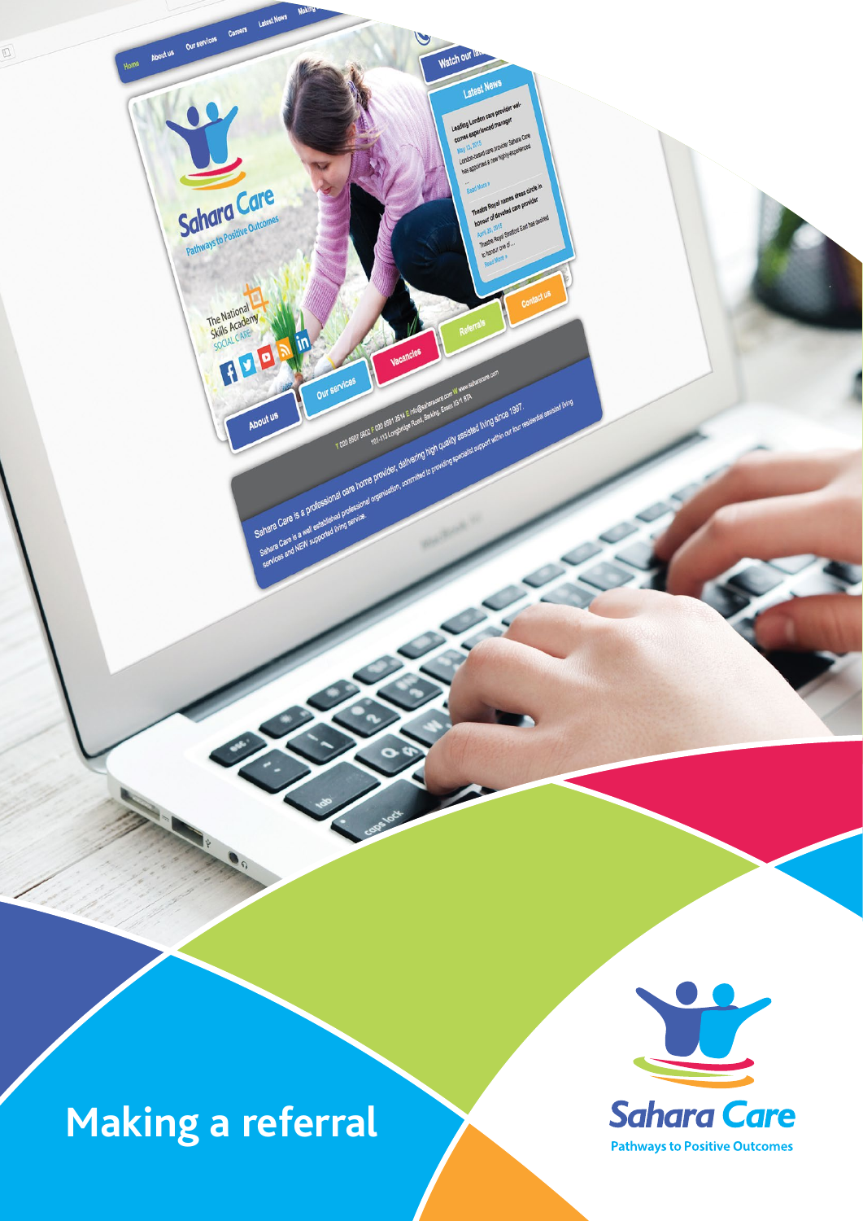# Making a referral

Sahara Care

Pathways to Positive Outcomes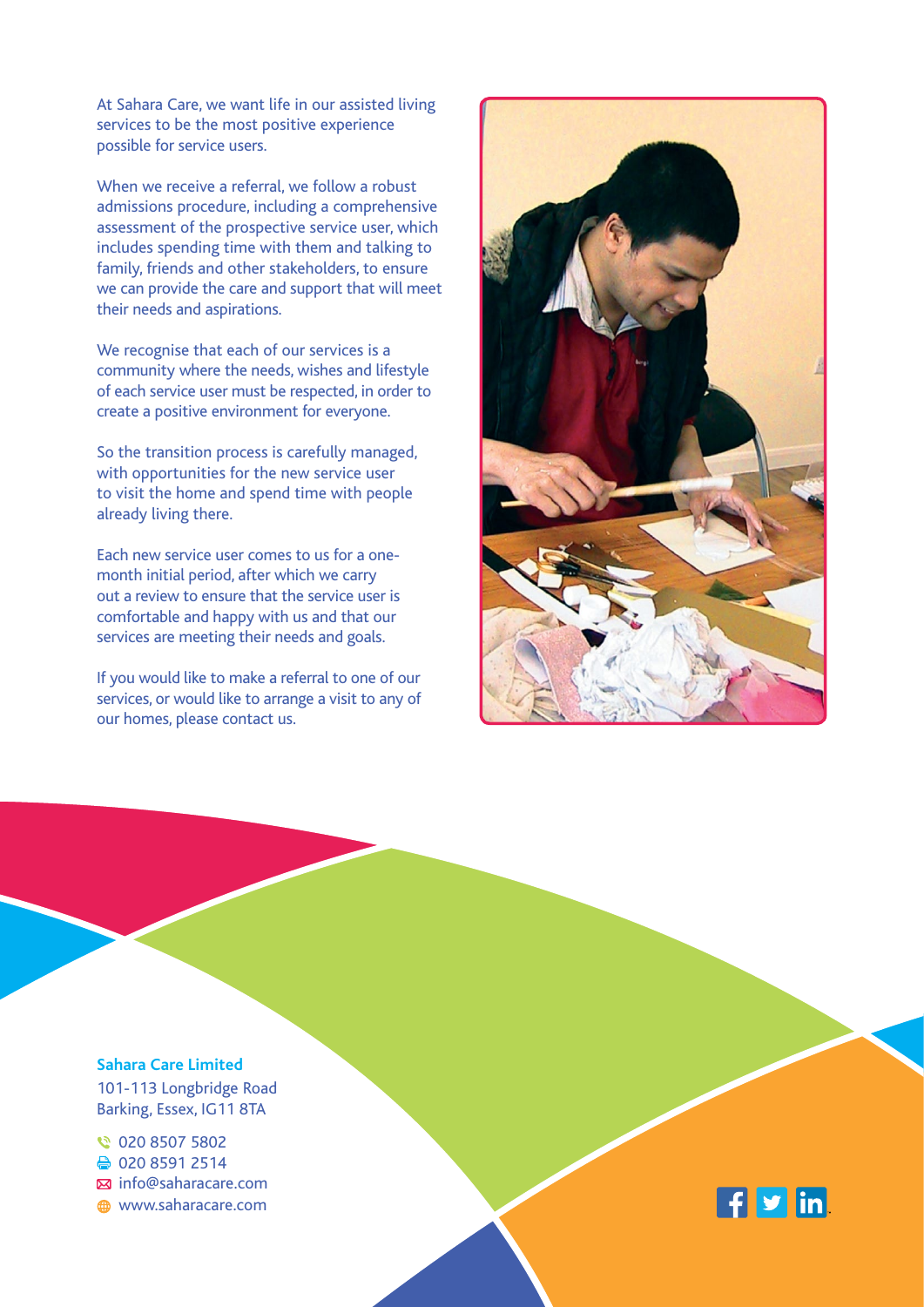At Sahara Care, we want life in our assisted living services to be the most positive experience possible for service users.

When we receive a referral, we follow a robust admissions procedure, including a comprehensive assessment of the prospective service user, which includes spending time with them and talking to family, friends and other stakeholders, to ensure we can provide the care and support that will meet their needs and aspirations.

We recognise that each of our services is a community where the needs, wishes and lifestyle of each service user must be respected, in order to create a positive environment for everyone.

So the transition process is carefully managed, with opportunities for the new service user to visit the home and spend time with people already living there.

Each new service user comes to us for a one-month initial period, after which we carry out a review to ensure that the service user is comfortable and happy with us and that our services are meeting their needs and goals.

If you would like to make a referral to one of our services, or would like to arrange a visit to any of our homes, please contact us.

**Sahara Care Limited**
101-113 Longbridge Road
Barking, Essex, IG11 8TA

020 8507 5802
020 8591 2514
info@saharacare.com
www.saharacare.com